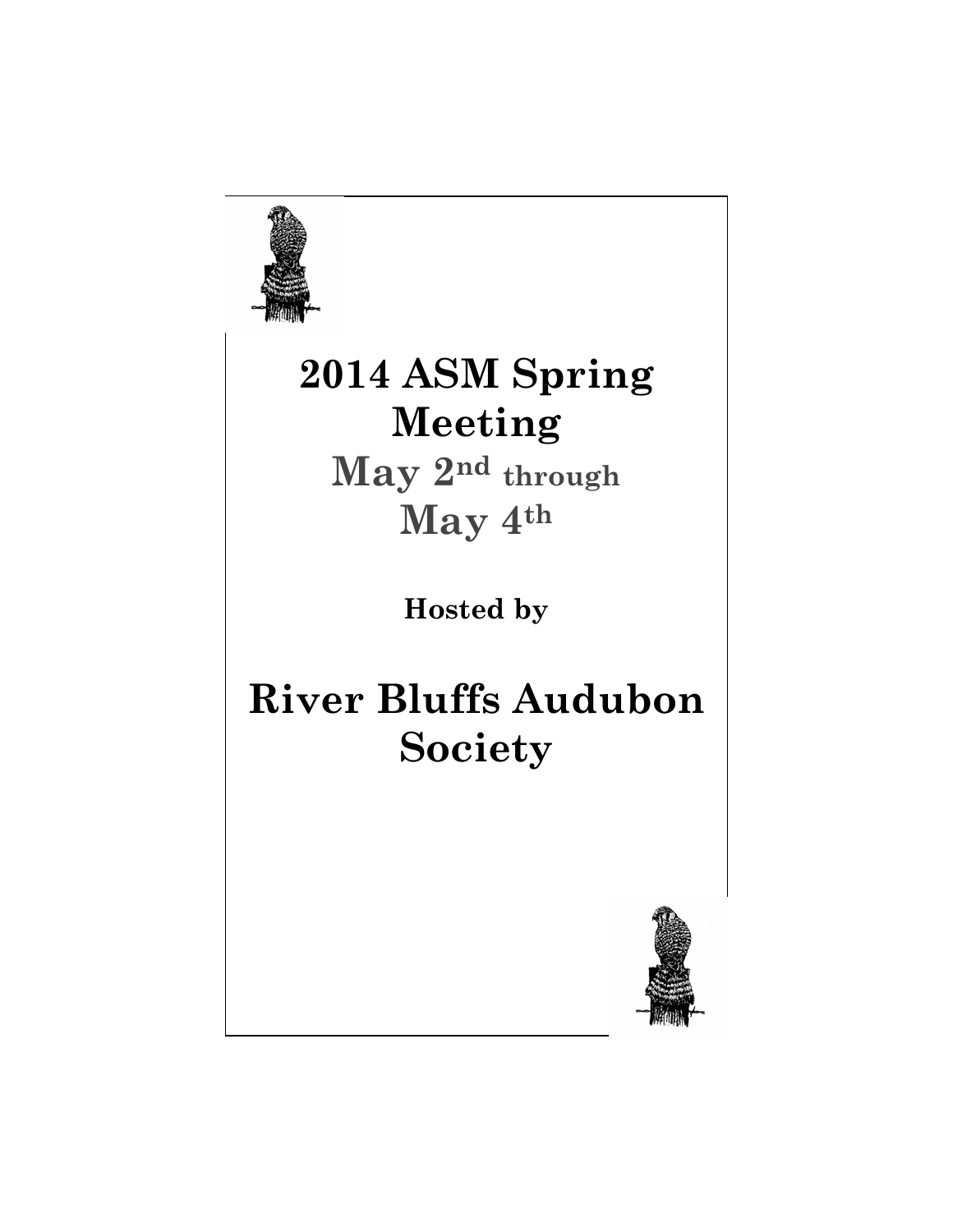# 2014 ASM Spring Meeting

## May 2nd through May 4th

**Hosted by**

# River Bluffs Audubon Society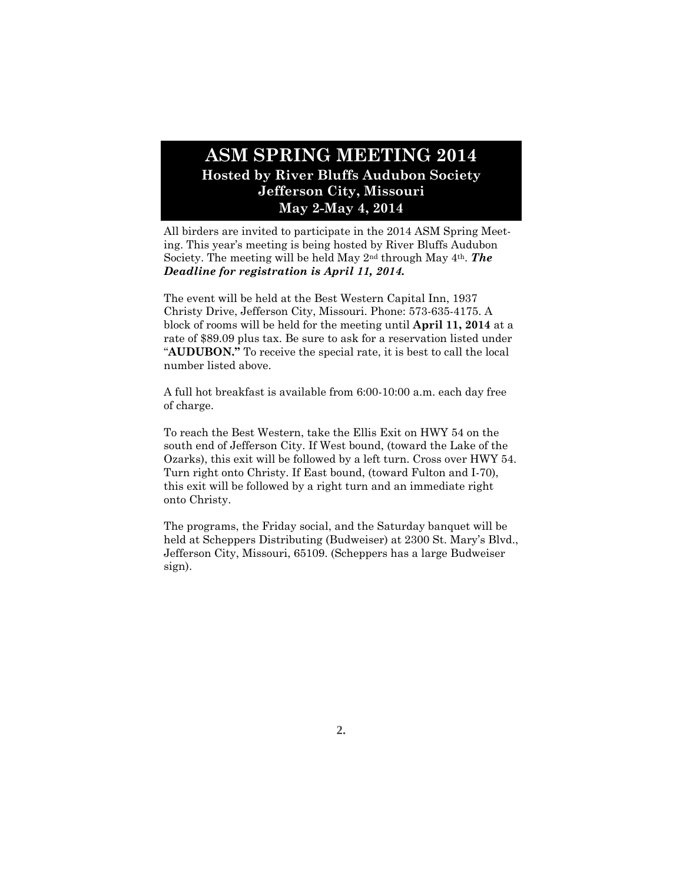# ASM SPRING MEETING 2014

### Hosted by River Bluffs Audubon Society
### Jefferson City, Missouri
### May 2-May 4, 2014

All birders are invited to participate in the 2014 ASM Spring Meeting. This year's meeting is being hosted by River Bluffs Audubon Society. The meeting will be held May 2nd through May 4th. ***The Deadline for registration is April 11, 2014.***

The event will be held at the Best Western Capital Inn, 1937 Christy Drive, Jefferson City, Missouri. Phone: 573-635-4175. A block of rooms will be held for the meeting until **April 11, 2014** at a rate of $89.09 plus tax. Be sure to ask for a reservation listed under "**AUDUBON.**" To receive the special rate, it is best to call the local number listed above.

A full hot breakfast is available from 6:00-10:00 a.m. each day free of charge.

To reach the Best Western, take the Ellis Exit on HWY 54 on the south end of Jefferson City. If West bound, (toward the Lake of the Ozarks), this exit will be followed by a left turn. Cross over HWY 54. Turn right onto Christy. If East bound, (toward Fulton and I-70), this exit will be followed by a right turn and an immediate right onto Christy.

The programs, the Friday social, and the Saturday banquet will be held at Scheppers Distributing (Budweiser) at 2300 St. Mary's Blvd., Jefferson City, Missouri, 65109. (Scheppers has a large Budweiser sign).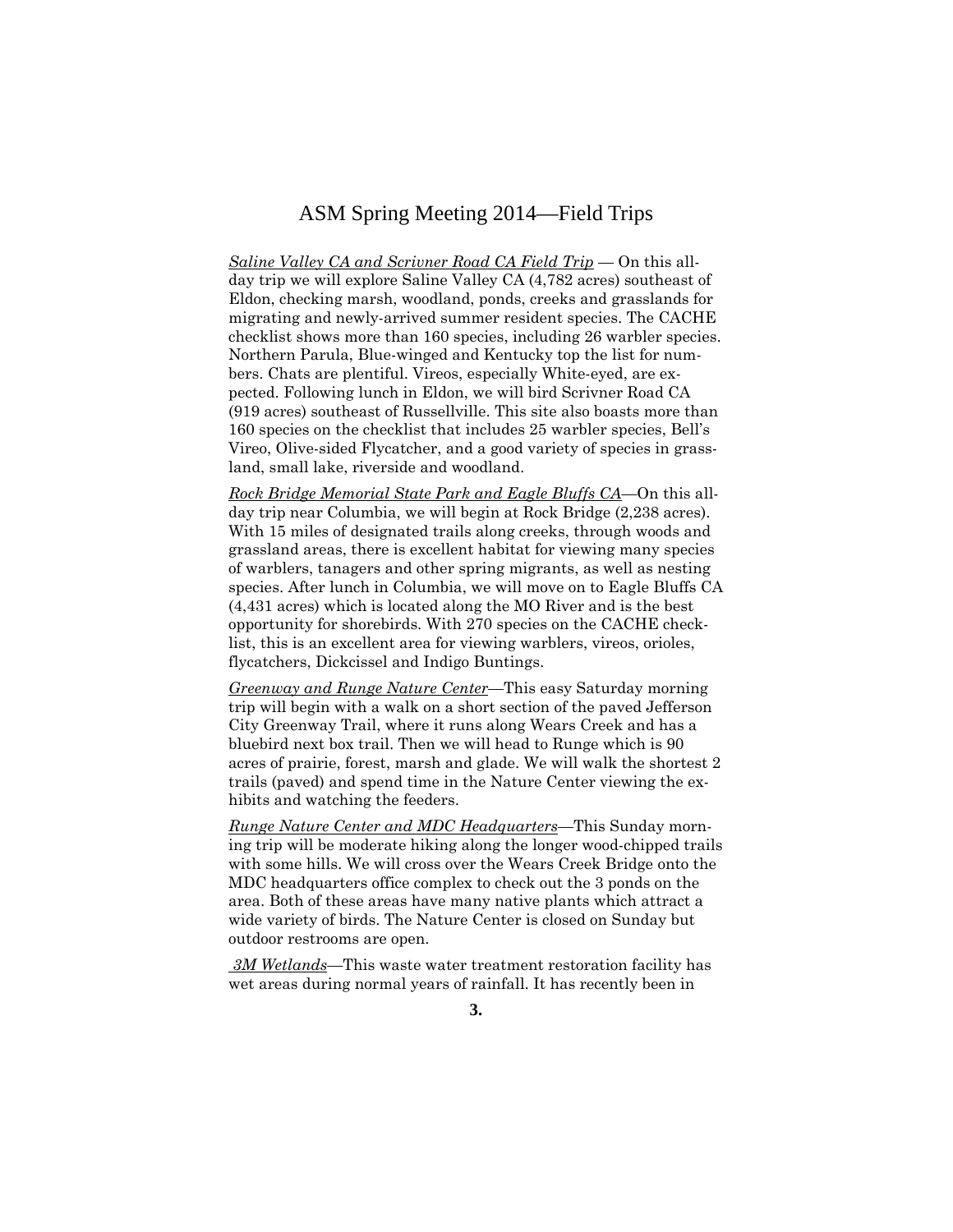# ASM Spring Meeting 2014—Field Trips

*Saline Valley CA and Scrivner Road CA Field Trip* — On this all-day trip we will explore Saline Valley CA (4,782 acres) southeast of Eldon, checking marsh, woodland, ponds, creeks and grasslands for migrating and newly-arrived summer resident species. The CACHE checklist shows more than 160 species, including 26 warbler species. Northern Parula, Blue-winged and Kentucky top the list for numbers. Chats are plentiful. Vireos, especially White-eyed, are expected. Following lunch in Eldon, we will bird Scrivner Road CA (919 acres) southeast of Russellville. This site also boasts more than 160 species on the checklist that includes 25 warbler species, Bell's Vireo, Olive-sided Flycatcher, and a good variety of species in grassland, small lake, riverside and woodland.

*Rock Bridge Memorial State Park and Eagle Bluffs CA*—On this all-day trip near Columbia, we will begin at Rock Bridge (2,238 acres). With 15 miles of designated trails along creeks, through woods and grassland areas, there is excellent habitat for viewing many species of warblers, tanagers and other spring migrants, as well as nesting species. After lunch in Columbia, we will move on to Eagle Bluffs CA (4,431 acres) which is located along the MO River and is the best opportunity for shorebirds. With 270 species on the CACHE checklist, this is an excellent area for viewing warblers, vireos, orioles, flycatchers, Dickcissel and Indigo Buntings.

*Greenway and Runge Nature Center*—This easy Saturday morning trip will begin with a walk on a short section of the paved Jefferson City Greenway Trail, where it runs along Wears Creek and has a bluebird next box trail. Then we will head to Runge which is 90 acres of prairie, forest, marsh and glade. We will walk the shortest 2 trails (paved) and spend time in the Nature Center viewing the exhibits and watching the feeders.

*Runge Nature Center and MDC Headquarters*—This Sunday morning trip will be moderate hiking along the longer wood-chipped trails with some hills. We will cross over the Wears Creek Bridge onto the MDC headquarters office complex to check out the 3 ponds on the area. Both of these areas have many native plants which attract a wide variety of birds. The Nature Center is closed on Sunday but outdoor restrooms are open.

*3M Wetlands*—This waste water treatment restoration facility has wet areas during normal years of rainfall. It has recently been in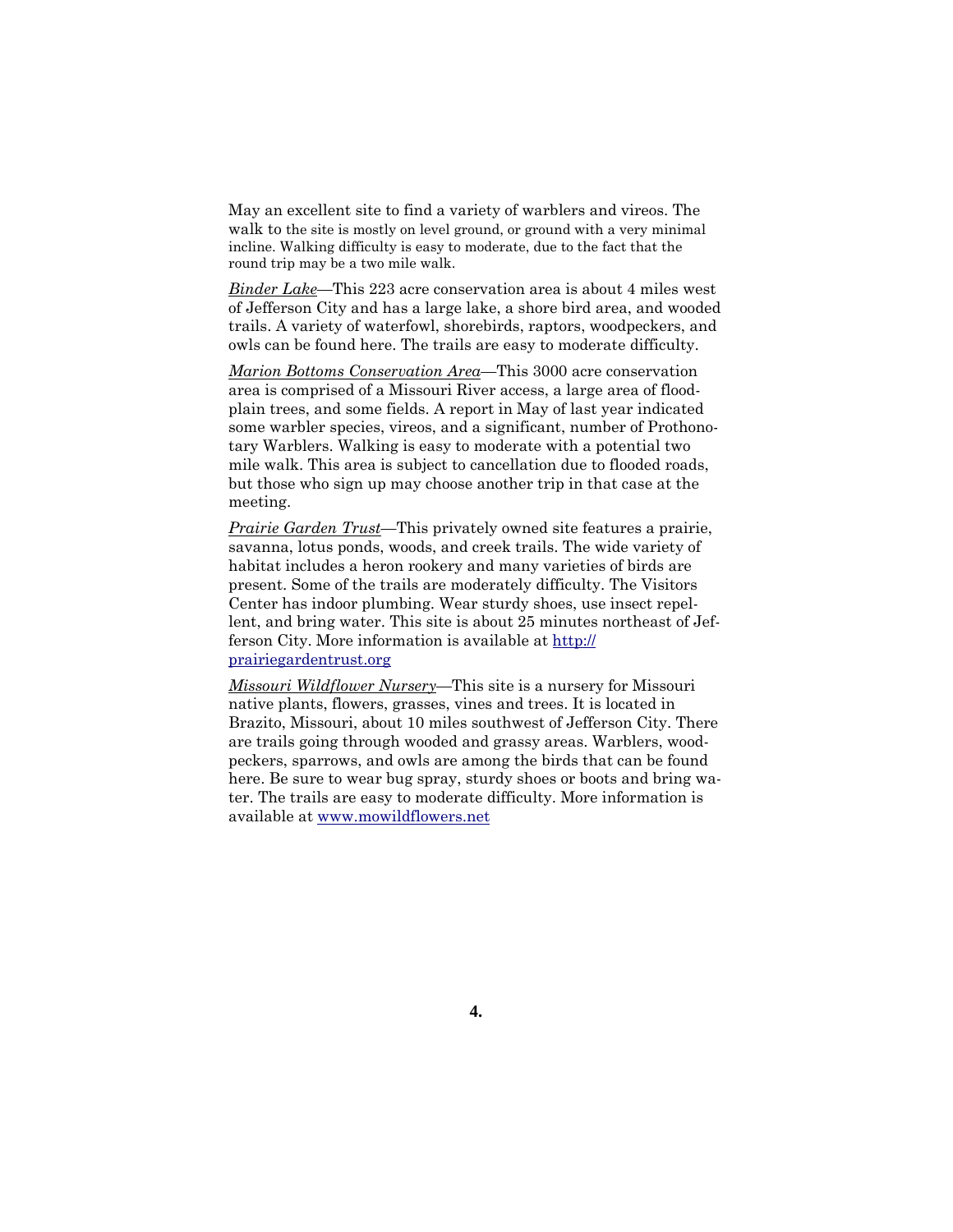May an excellent site to find a variety of warblers and vireos. The walk to the site is mostly on level ground, or ground with a very minimal incline. Walking difficulty is easy to moderate, due to the fact that the round trip may be a two mile walk.

*Binder Lake*—This 223 acre conservation area is about 4 miles west of Jefferson City and has a large lake, a shore bird area, and wooded trails. A variety of waterfowl, shorebirds, raptors, woodpeckers, and owls can be found here. The trails are easy to moderate difficulty.

*Marion Bottoms Conservation Area*—This 3000 acre conservation area is comprised of a Missouri River access, a large area of flood-plain trees, and some fields. A report in May of last year indicated some warbler species, vireos, and a significant, number of Prothonotary Warblers. Walking is easy to moderate with a potential two mile walk. This area is subject to cancellation due to flooded roads, but those who sign up may choose another trip in that case at the meeting.

*Prairie Garden Trust*—This privately owned site features a prairie, savanna, lotus ponds, woods, and creek trails. The wide variety of habitat includes a heron rookery and many varieties of birds are present. Some of the trails are moderately difficulty. The Visitors Center has indoor plumbing. Wear sturdy shoes, use insect repellent, and bring water. This site is about 25 minutes northeast of Jefferson City. More information is available at http://prairiegardentrust.org

*Missouri Wildflower Nursery*—This site is a nursery for Missouri native plants, flowers, grasses, vines and trees. It is located in Brazito, Missouri, about 10 miles southwest of Jefferson City. There are trails going through wooded and grassy areas. Warblers, woodpeckers, sparrows, and owls are among the birds that can be found here. Be sure to wear bug spray, sturdy shoes or boots and bring water. The trails are easy to moderate difficulty. More information is available at www.mowildflowers.net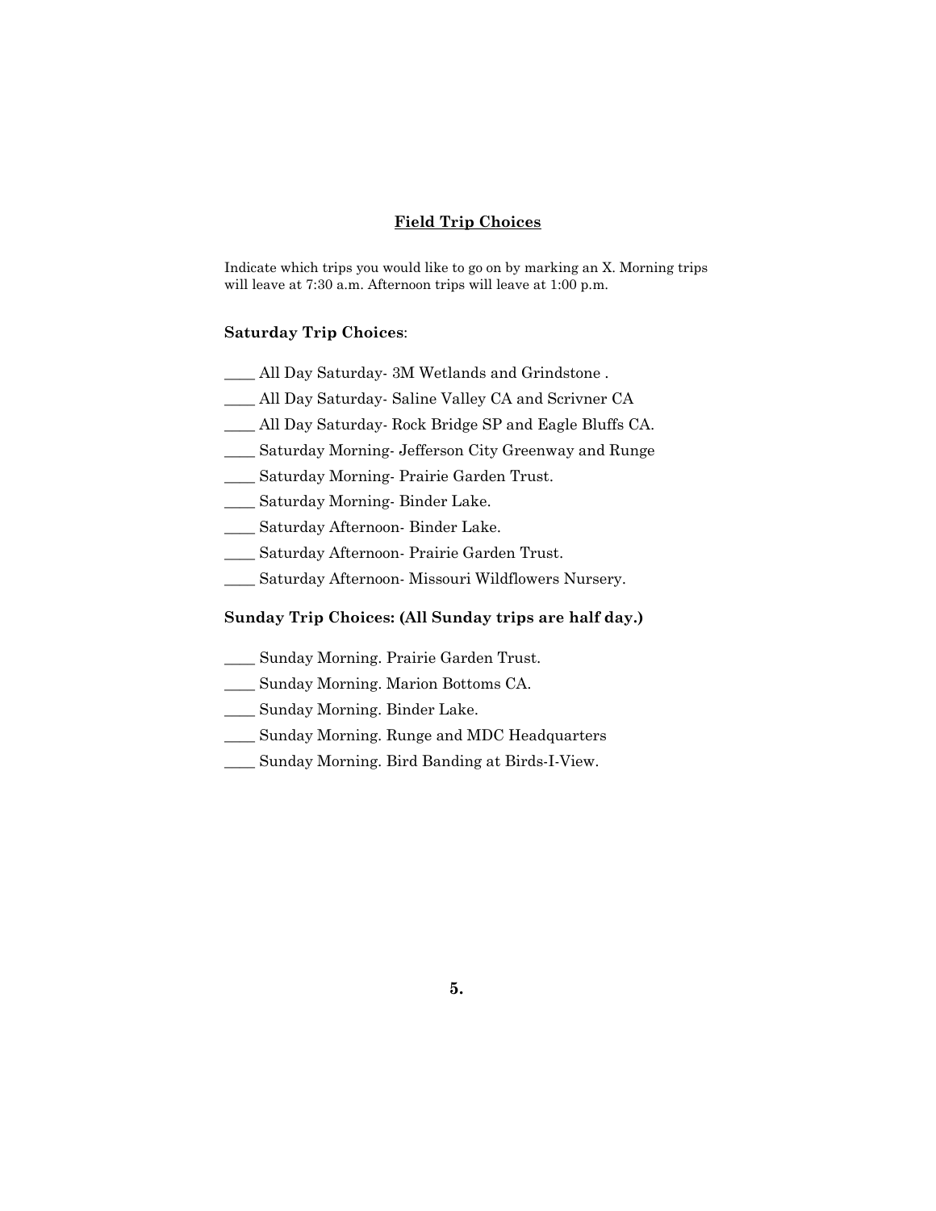## Field Trip Choices

Indicate which trips you would like to go on by marking an X. Morning trips will leave at 7:30 a.m. Afternoon trips will leave at 1:00 p.m.

**Saturday Trip Choices**:

____ All Day Saturday- 3M Wetlands and Grindstone .

____ All Day Saturday- Saline Valley CA and Scrivner CA

____ All Day Saturday- Rock Bridge SP and Eagle Bluffs CA.

____ Saturday Morning- Jefferson City Greenway and Runge

____ Saturday Morning- Prairie Garden Trust.

____ Saturday Morning- Binder Lake.

____ Saturday Afternoon- Binder Lake.

____ Saturday Afternoon- Prairie Garden Trust.

____ Saturday Afternoon- Missouri Wildflowers Nursery.

**Sunday Trip Choices: (All Sunday trips are half day.)**

____ Sunday Morning. Prairie Garden Trust.

____ Sunday Morning. Marion Bottoms CA.

____ Sunday Morning. Binder Lake.

____ Sunday Morning. Runge and MDC Headquarters

____ Sunday Morning. Bird Banding at Birds-I-View.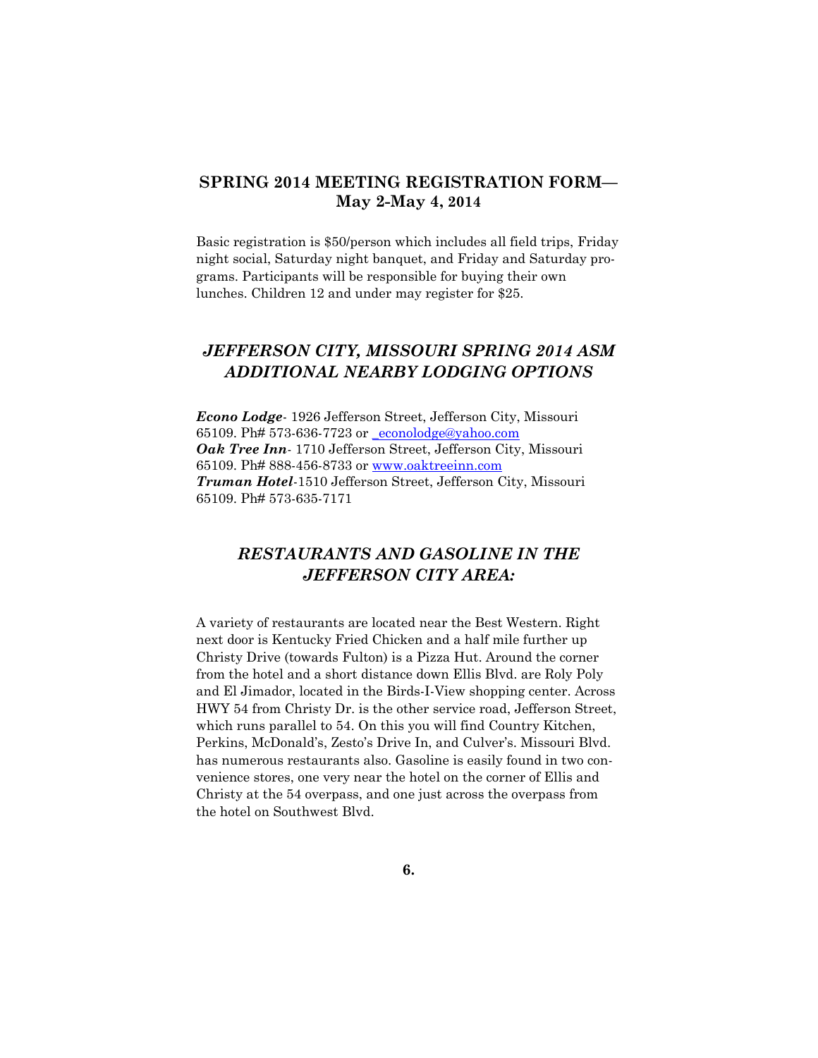## SPRING 2014 MEETING REGISTRATION FORM—May 2-May 4, 2014

Basic registration is $50/person which includes all field trips, Friday night social, Saturday night banquet, and Friday and Saturday programs. Participants will be responsible for buying their own lunches. Children 12 and under may register for $25.

## *JEFFERSON CITY, MISSOURI SPRING 2014 ASM ADDITIONAL NEARBY LODGING OPTIONS*

***Econo Lodge***- 1926 Jefferson Street, Jefferson City, Missouri 65109. Ph# 573-636-7723 or _econolodge@yahoo.com
***Oak Tree Inn***- 1710 Jefferson Street, Jefferson City, Missouri 65109. Ph# 888-456-8733 or www.oaktreeinn.com
***Truman Hotel***-1510 Jefferson Street, Jefferson City, Missouri 65109. Ph# 573-635-7171

## *RESTAURANTS AND GASOLINE IN THE JEFFERSON CITY AREA:*

A variety of restaurants are located near the Best Western. Right next door is Kentucky Fried Chicken and a half mile further up Christy Drive (towards Fulton) is a Pizza Hut. Around the corner from the hotel and a short distance down Ellis Blvd. are Roly Poly and El Jimador, located in the Birds-I-View shopping center. Across HWY 54 from Christy Dr. is the other service road, Jefferson Street, which runs parallel to 54. On this you will find Country Kitchen, Perkins, McDonald's, Zesto's Drive In, and Culver's. Missouri Blvd. has numerous restaurants also. Gasoline is easily found in two convenience stores, one very near the hotel on the corner of Ellis and Christy at the 54 overpass, and one just across the overpass from the hotel on Southwest Blvd.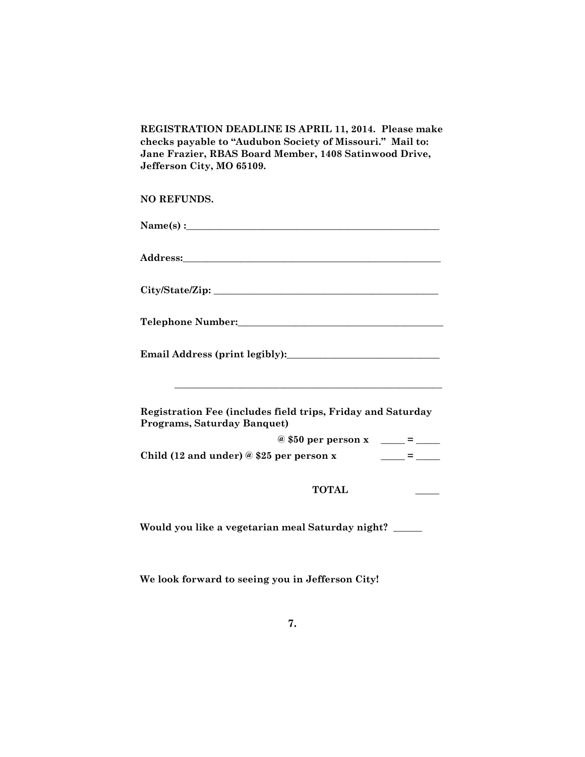**REGISTRATION DEADLINE IS APRIL 11, 2014. Please make checks payable to "Audubon Society of Missouri." Mail to: Jane Frazier, RBAS Board Member, 1408 Satinwood Drive, Jefferson City, MO 65109.**

**NO REFUNDS.**

**Name(s) :**_____________________________________________

**Address:**_____________________________________________

**City/State/Zip:** _________________________________________

**Telephone Number:**______________________________________

**Email Address (print legibly):**___________________________

_____________________________________________

**Registration Fee (includes field trips, Friday and Saturday Programs, Saturday Banquet)**

**@ $50 per person x** _____ = _____

**Child (12 and under) @ $25 per person x** _____ = _____

**TOTAL** _____

**Would you like a vegetarian meal Saturday night?** ______

**We look forward to seeing you in Jefferson City!**